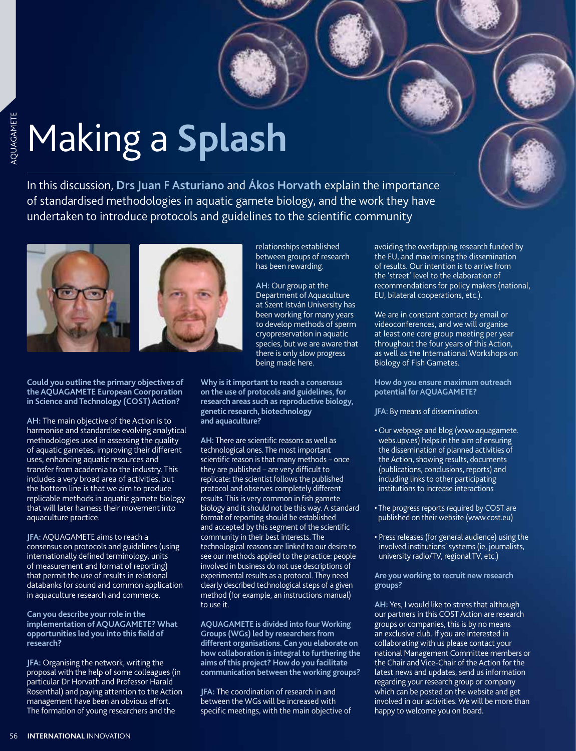# Making a **Splash**

In this discussion, **Drs Juan F Asturiano** and **Ákos Horvath** explain the importance of standardised methodologies in aquatic gamete biology, and the work they have undertaken to introduce protocols and guidelines to the scientific community

**Could you outline the primary objectives of the AQUAGAMETE European Coorporation in Science and Technology (COST) Action?**

**AH:** The main objective of the Action is to harmonise and standardise evolving analytical methodologies used in assessing the quality of aquatic gametes, improving their different uses, enhancing aquatic resources and transfer from academia to the industry. This includes a very broad area of activities, but the bottom line is that we aim to produce replicable methods in aquatic gamete biology that will later harness their movement into aquaculture practice.

**JFA:** AQUAGAMETE aims to reach a consensus on protocols and guidelines (using internationally defined terminology, units of measurement and format of reporting) that permit the use of results in relational databanks for sound and common application in aquaculture research and commerce.

**Can you describe your role in the implementation of AQUAGAMETE? What opportunities led you into this field of research?**

**JFA:** Organising the network, writing the proposal with the help of some colleagues (in particular Dr Horvath and Professor Harald Rosenthal) and paying attention to the Action management have been an obvious effort. The formation of young researchers and the relationships established between groups of research has been rewarding.

**AH:** Our group at the Department of Aquaculture at Szent István University has been working for many years to develop methods of sperm cryopreservation in aquatic species, but we are aware that there is only slow progress being made here.

**Why is it important to reach a consensus on the use of protocols and guidelines, for research areas such as reproductive biology, genetic research, biotechnology and aquaculture?**

**AH:** There are scientific reasons as well as technological ones. The most important scientific reason is that many methods – once they are published – are very difficult to replicate: the scientist follows the published protocol and observes completely different results. This is very common in fish gamete biology and it should not be this way. A standard format of reporting should be established and accepted by this segment of the scientific community in their best interests. The technological reasons are linked to our desire to see our methods applied to the practice: people involved in business do not use descriptions of experimental results as a protocol. They need clearly described technological steps of a given method (for example, an instructions manual) to use it.

**AQUAGAMETE is divided into four Working Groups (WGs) led by researchers from different organisations. Can you elaborate on how collaboration is integral to furthering the aims of this project? How do you facilitate communication between the working groups?**

**JFA:** The coordination of research in and between the WGs will be increased with specific meetings, with the main objective of avoiding the overlapping research funded by the EU, and maximising the dissemination of results. Our intention is to arrive from the 'street' level to the elaboration of recommendations for policy makers (national, EU, bilateral cooperations, etc.).

We are in constant contact by email or videoconferences, and we will organise at least one core group meeting per year throughout the four years of this Action, as well as the International Workshops on Biology of Fish Gametes.

**How do you ensure maximum outreach potential for AQUAGAMETE?**

**JFA:** By means of dissemination:

- Our webpage and blog (www.aquagamete.webs.upv.es) helps in the aim of ensuring the dissemination of planned activities of the Action, showing results, documents (publications, conclusions, reports) and including links to other participating institutions to increase interactions
- The progress reports required by COST are published on their website (www.cost.eu)
- Press releases (for general audience) using the involved institutions' systems (ie, journalists, university radio/TV, regional TV, etc.)

**Are you working to recruit new research groups?**

**AH:** Yes, I would like to stress that although our partners in this COST Action are research groups or companies, this is by no means an exclusive club. If you are interested in collaborating with us please contact your national Management Committee members or the Chair and Vice-Chair of the Action for the latest news and updates, send us information regarding your research group or company which can be posted on the website and get involved in our activities. We will be more than happy to welcome you on board.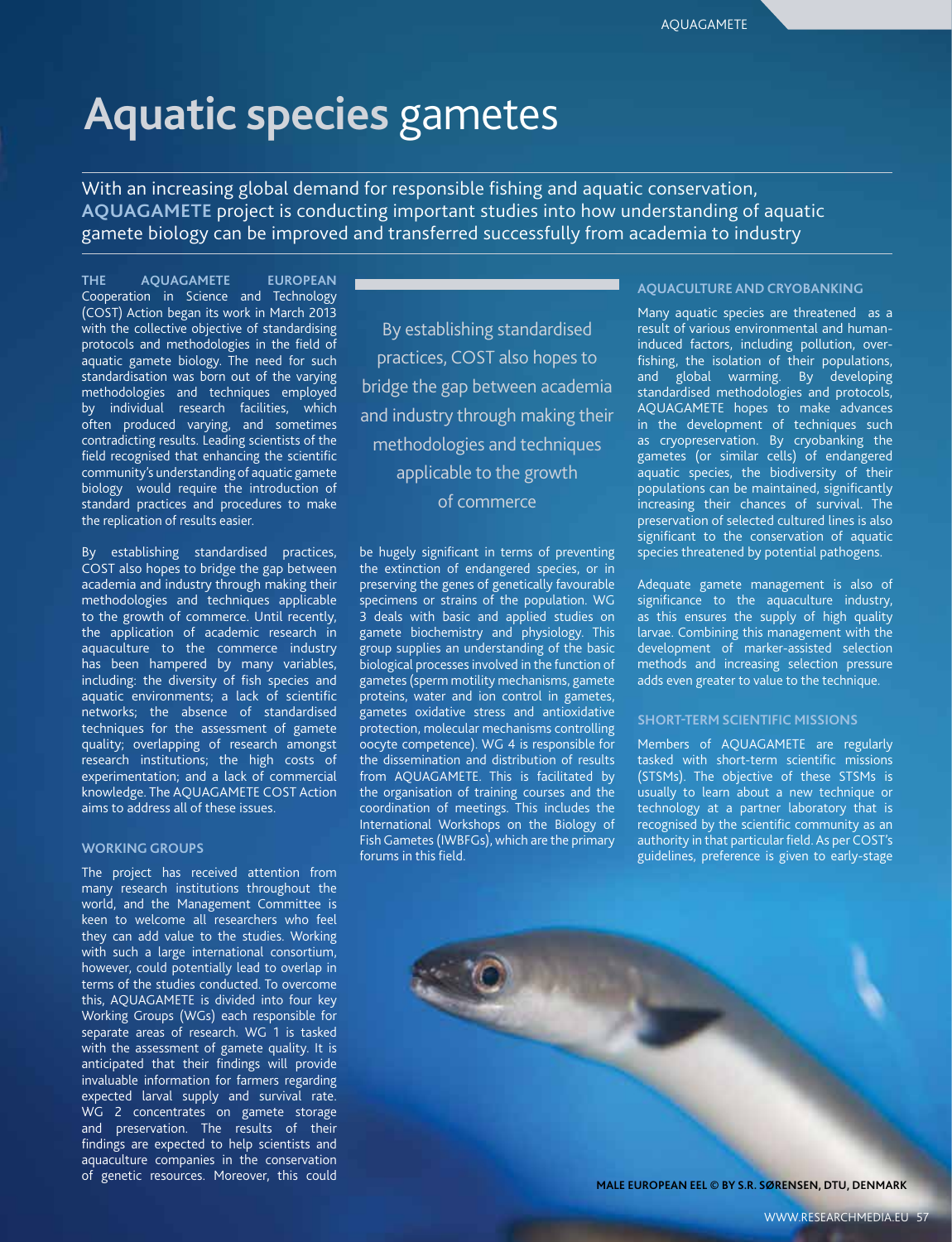# Aquatic species gametes

With an increasing global demand for responsible fishing and aquatic conservation, **AQUAGAMETE** project is conducting important studies into how understanding of aquatic gamete biology can be improved and transferred successfully from academia to industry

**THE AQUAGAMETE EUROPEAN** Cooperation in Science and Technology (COST) Action began its work in March 2013 with the collective objective of standardising protocols and methodologies in the field of aquatic gamete biology. The need for such standardisation was born out of the varying methodologies and techniques employed by individual research facilities, which often produced varying, and sometimes contradicting results. Leading scientists of the field recognised that enhancing the scientific community's understanding of aquatic gamete biology would require the introduction of standard practices and procedures to make the replication of results easier.

By establishing standardised practices, COST also hopes to bridge the gap between academia and industry through making their methodologies and techniques applicable to the growth of commerce. Until recently, the application of academic research in aquaculture to the commerce industry has been hampered by many variables, including: the diversity of fish species and aquatic environments; a lack of scientific networks; the absence of standardised techniques for the assessment of gamete quality; overlapping of research amongst research institutions; the high costs of experimentation; and a lack of commercial knowledge. The AQUAGAMETE COST Action aims to address all of these issues.

> By establishing standardised practices, COST also hopes to bridge the gap between academia and industry through making their methodologies and techniques applicable to the growth of commerce

## WORKING GROUPS

The project has received attention from many research institutions throughout the world, and the Management Committee is keen to welcome all researchers who feel they can add value to the studies. Working with such a large international consortium, however, could potentially lead to overlap in terms of the studies conducted. To overcome this, AQUAGAMETE is divided into four key Working Groups (WGs) each responsible for separate areas of research. WG 1 is tasked with the assessment of gamete quality. It is anticipated that their findings will provide invaluable information for farmers regarding expected larval supply and survival rate. WG 2 concentrates on gamete storage and preservation. The results of their findings are expected to help scientists and aquaculture companies in the conservation of genetic resources. Moreover, this could be hugely significant in terms of preventing the extinction of endangered species, or in preserving the genes of genetically favourable specimens or strains of the population. WG 3 deals with basic and applied studies on gamete biochemistry and physiology. This group supplies an understanding of the basic biological processes involved in the function of gametes (sperm motility mechanisms, gamete proteins, water and ion control in gametes, gametes oxidative stress and antioxidative protection, molecular mechanisms controlling oocyte competence). WG 4 is responsible for the dissemination and distribution of results from AQUAGAMETE. This is facilitated by the organisation of training courses and the coordination of meetings. This includes the International Workshops on the Biology of Fish Gametes (IWBFGs), which are the primary forums in this field.

## AQUACULTURE AND CRYOBANKING

Many aquatic species are threatened as a result of various environmental and human-induced factors, including pollution, over-fishing, the isolation of their populations, and global warming. By developing standardised methodologies and protocols, AQUAGAMETE hopes to make advances in the development of techniques such as cryopreservation. By cryobanking the gametes (or similar cells) of endangered aquatic species, the biodiversity of their populations can be maintained, significantly increasing their chances of survival. The preservation of selected cultured lines is also significant to the conservation of aquatic species threatened by potential pathogens.

Adequate gamete management is also of significance to the aquaculture industry, as this ensures the supply of high quality larvae. Combining this management with the development of marker-assisted selection methods and increasing selection pressure adds even greater to value to the technique.

## SHORT-TERM SCIENTIFIC MISSIONS

Members of AQUAGAMETE are regularly tasked with short-term scientific missions (STSMs). The objective of these STSMs is usually to learn about a new technique or technology at a partner laboratory that is recognised by the scientific community as an authority in that particular field. As per COST's guidelines, preference is given to early-stage

MALE EUROPEAN EEL © BY S.R. SØRENSEN, DTU, DENMARK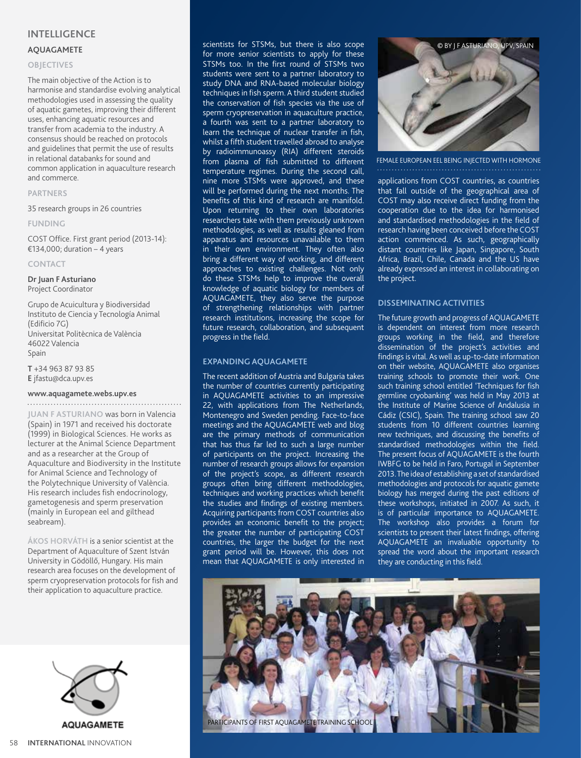## INTELLIGENCE

### AQUAGAMETE

#### OBJECTIVES

The main objective of the Action is to harmonise and standardise evolving analytical methodologies used in assessing the quality of aquatic gametes, improving their different uses, enhancing aquatic resources and transfer from academia to the industry. A consensus should be reached on protocols and guidelines that permit the use of results in relational databanks for sound and common application in aquaculture research and commerce.

#### PARTNERS

35 research groups in 26 countries

#### FUNDING

COST Office. First grant period (2013-14): €134,000; duration – 4 years

#### CONTACT

**Dr Juan F Asturiano**
Project Coordinator

Grupo de Acuicultura y Biodiversidad
Instituto de Ciencia y Tecnología Animal (Edificio 7G)
Universitat Politècnica de València
46022 Valencia
Spain

**T** +34 963 87 93 85
**E** jfastu@dca.upv.es

**www.aquagamete.webs.upv.es**

**JUAN F ASTURIANO** was born in Valencia (Spain) in 1971 and received his doctorate (1999) in Biological Sciences. He works as lecturer at the Animal Science Department and as a researcher at the Group of Aquaculture and Biodiversity in the Institute for Animal Science and Technology of the Polytechnique University of València. His research includes fish endocrinology, gametogenesis and sperm preservation (mainly in European eel and gilthead seabream).

**ÁKOS HORVÁTH** is a senior scientist at the Department of Aquaculture of Szent István University in Gödöllő, Hungary. His main research area focuses on the development of sperm cryopreservation protocols for fish and their application to aquaculture practice.

AQUAGAMETE

scientists for STSMs, but there is also scope for more senior scientists to apply for these STSMs too. In the first round of STSMs two students were sent to a partner laboratory to study DNA and RNA-based molecular biology techniques in fish sperm. A third student studied the conservation of fish species via the use of sperm cryopreservation in aquaculture practice, a fourth was sent to a partner laboratory to learn the technique of nuclear transfer in fish, whilst a fifth student travelled abroad to analyse by radioimmunoassy (RIA) different steroids from plasma of fish submitted to different temperature regimes. During the second call, nine more STSMs were approved, and these will be performed during the next months. The benefits of this kind of research are manifold. Upon returning to their own laboratories researchers take with them previously unknown methodologies, as well as results gleaned from apparatus and resources unavailable to them in their own environment. They often also bring a different way of working, and different approaches to existing challenges. Not only do these STSMs help to improve the overall knowledge of aquatic biology for members of AQUAGAMETE, they also serve the purpose of strengthening relationships with partner research institutions, increasing the scope for future research, collaboration, and subsequent progress in the field.

### EXPANDING AQUAGAMETE

The recent addition of Austria and Bulgaria takes the number of countries currently participating in AQUAGAMETE activities to an impressive 22, with applications from The Netherlands, Montenegro and Sweden pending. Face-to-face meetings and the AQUAGAMETE web and blog are the primary methods of communication that has thus far led to such a large number of participants on the project. Increasing the number of research groups allows for expansion of the project's scope, as different research groups often bring different methodologies, techniques and working practices which benefit the studies and findings of existing members. Acquiring participants from COST countries also provides an economic benefit to the project; the greater the number of participating COST countries, the larger the budget for the next grant period will be. However, this does not mean that AQUAGAMETE is only interested in applications from COST countries, as countries that fall outside of the geographical area of COST may also receive direct funding from the cooperation due to the idea for harmonised and standardised methodologies in the field of research having been conceived before the COST action commenced. As such, geographically distant countries like Japan, Singapore, South Africa, Brazil, Chile, Canada and the US have already expressed an interest in collaborating on the project.

© BY J F ASTURIANO, UPV, SPAIN

FEMALE EUROPEAN EEL BEING INJECTED WITH HORMONE

### DISSEMINATING ACTIVITIES

The future growth and progress of AQUAGAMETE is dependent on interest from more research groups working in the field, and therefore dissemination of the project's activities and findings is vital. As well as up-to-date information on their website, AQUAGAMETE also organises training schools to promote their work. One such training school entitled 'Techniques for fish germline cryobanking' was held in May 2013 at the Institute of Marine Science of Andalusia in Cádiz (CSIC), Spain. The training school saw 20 students from 10 different countries learning new techniques, and discussing the benefits of standardised methodologies within the field. The present focus of AQUAGAMETE is the fourth IWBFG to be held in Faro, Portugal in September 2013. The idea of establishing a set of standardised methodologies and protocols for aquatic gamete biology has merged during the past editions of these workshops, initiated in 2007. As such, it is of particular importance to AQUAGAMETE. The workshop also provides a forum for scientists to present their latest findings, offering AQUAGAMETE an invaluable opportunity to spread the word about the important research they are conducting in this field.

PARTICIPANTS OF FIRST AQUAGAMETE TRAINING SCHOOL